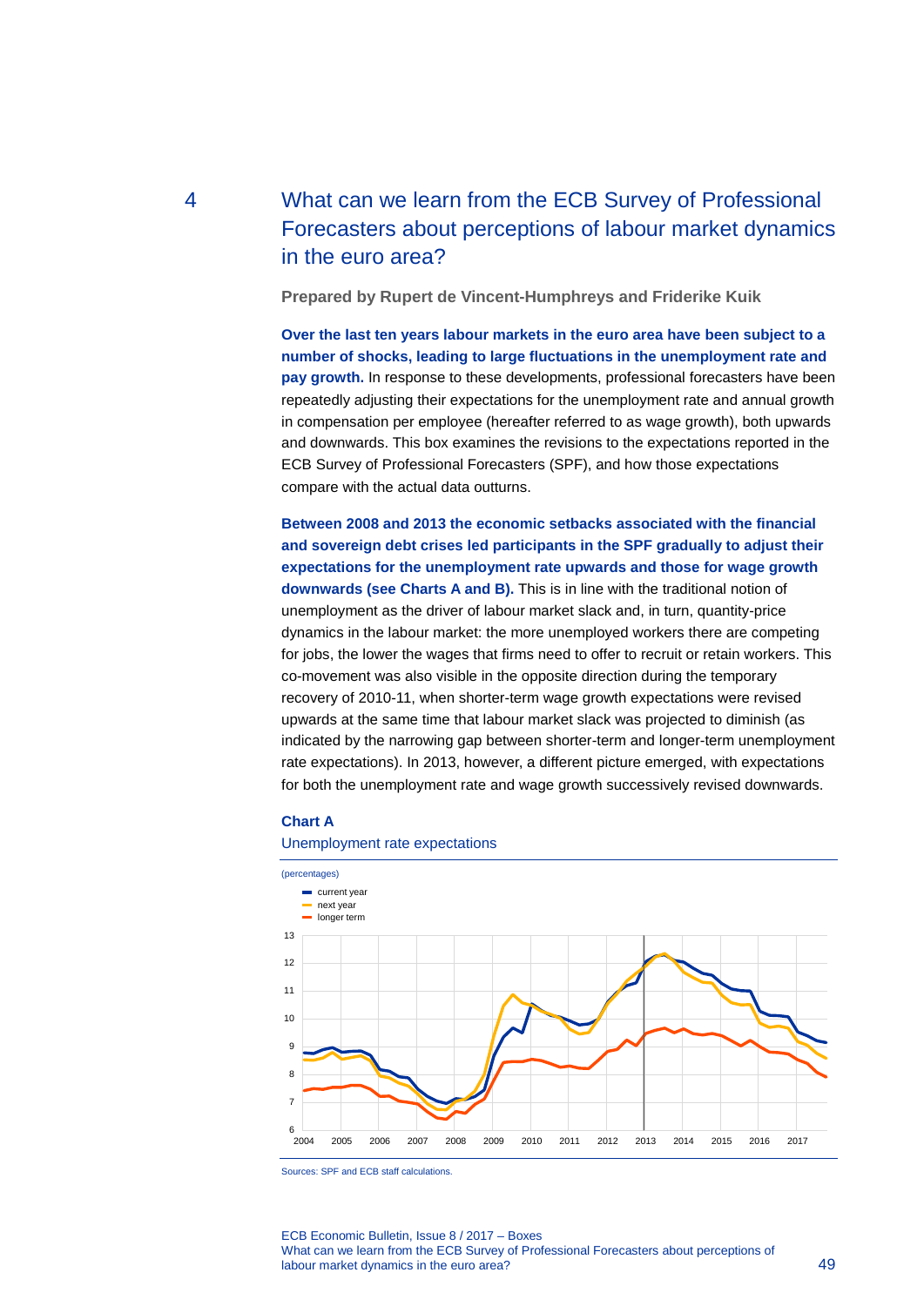# 4 What can we learn from the ECB Survey of Professional Forecasters about perceptions of labour market dynamics in the euro area?

**Prepared by Rupert de Vincent-Humphreys and Friderike Kuik**

**Over the last ten years labour markets in the euro area have been subject to a number of shocks, leading to large fluctuations in the unemployment rate and pay growth.** In response to these developments, professional forecasters have been repeatedly adjusting their expectations for the unemployment rate and annual growth in compensation per employee (hereafter referred to as wage growth), both upwards and downwards. This box examines the revisions to the expectations reported in the ECB Survey of Professional Forecasters (SPF), and how those expectations compare with the actual data outturns.

**Between 2008 and 2013 the economic setbacks associated with the financial and sovereign debt crises led participants in the SPF gradually to adjust their expectations for the unemployment rate upwards and those for wage growth downwards (see Charts A and B).** This is in line with the traditional notion of unemployment as the driver of labour market slack and, in turn, quantity-price dynamics in the labour market: the more unemployed workers there are competing for jobs, the lower the wages that firms need to offer to recruit or retain workers. This co-movement was also visible in the opposite direction during the temporary recovery of 2010-11, when shorter-term wage growth expectations were revised upwards at the same time that labour market slack was projected to diminish (as indicated by the narrowing gap between shorter-term and longer-term unemployment rate expectations). In 2013, however, a different picture emerged, with expectations for both the unemployment rate and wage growth successively revised downwards.

**Chart A**

Unemployment rate expectations

(percentages)

Sources: SPF and ECB staff calculations.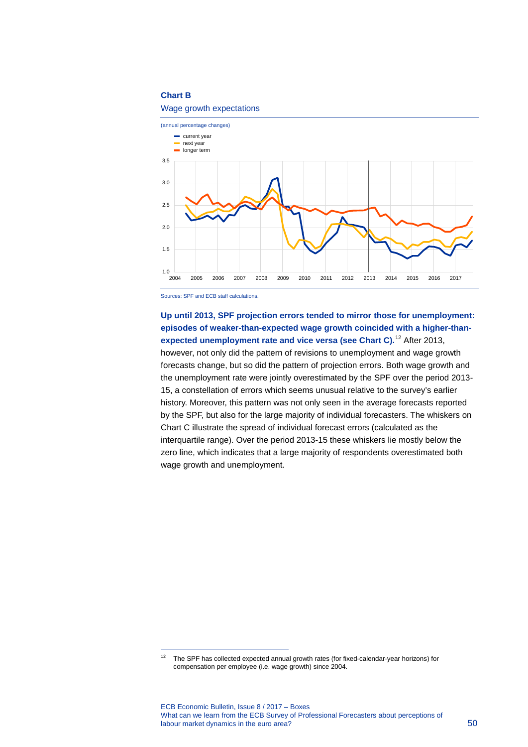**Chart B**

Wage growth expectations

(annual percentage changes)

Sources: SPF and ECB staff calculations.

**Up until 2013, SPF projection errors tended to mirror those for unemployment: episodes of weaker-than-expected wage growth coincided with a higher-than-expected unemployment rate and vice versa (see Chart C).**[12] After 2013, however, not only did the pattern of revisions to unemployment and wage growth forecasts change, but so did the pattern of projection errors. Both wage growth and the unemployment rate were jointly overestimated by the SPF over the period 2013-15, a constellation of errors which seems unusual relative to the survey's earlier history. Moreover, this pattern was not only seen in the average forecasts reported by the SPF, but also for the large majority of individual forecasters. The whiskers on Chart C illustrate the spread of individual forecast errors (calculated as the interquartile range). Over the period 2013-15 these whiskers lie mostly below the zero line, which indicates that a large majority of respondents overestimated both wage growth and unemployment.

[12] The SPF has collected expected annual growth rates (for fixed-calendar-year horizons) for compensation per employee (i.e. wage growth) since 2004.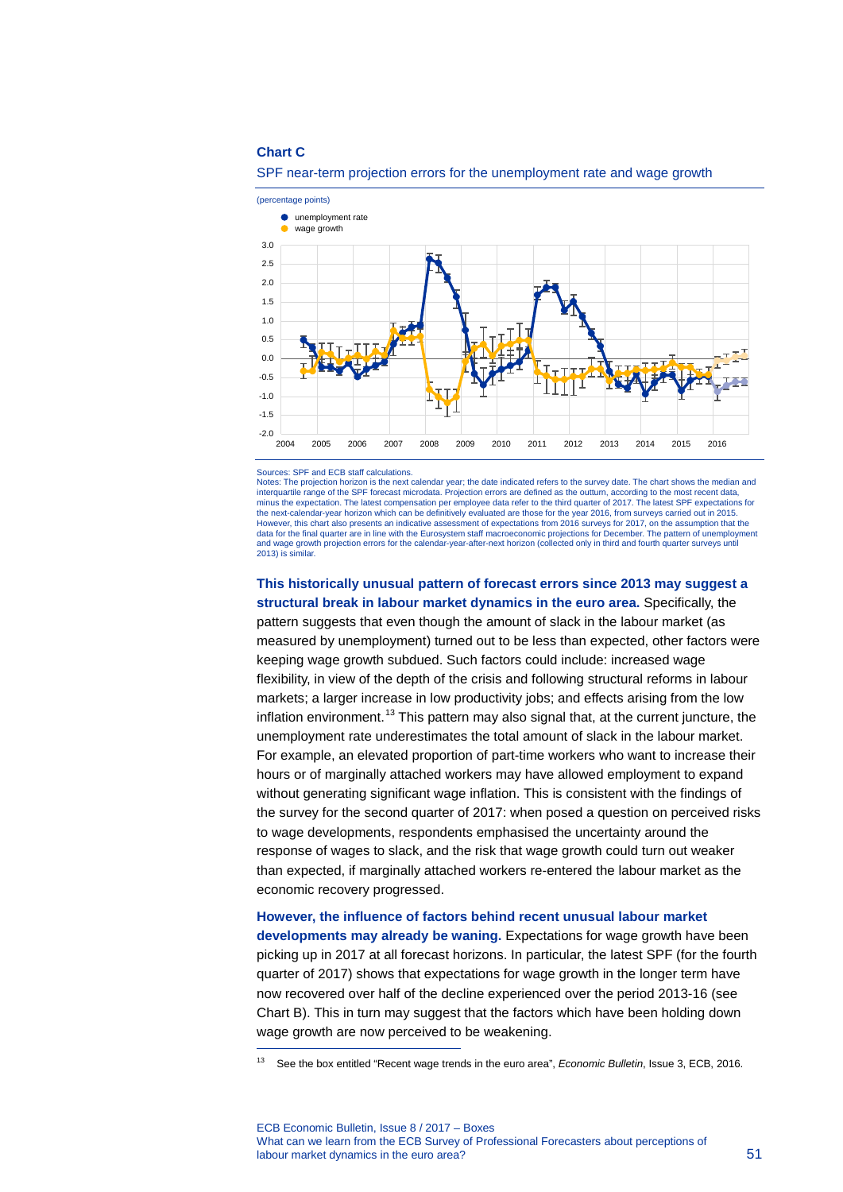**Chart C**

SPF near-term projection errors for the unemployment rate and wage growth

(percentage points)

unemployment rate
wage growth

3.0
2.5
2.0
1.5
1.0
0.5
0.0
-0.5
-1.0
-1.5
-2.0

2004 2005 2006 2007 2008 2009 2010 2011 2012 2013 2014 2015 2016

Sources: SPF and ECB staff calculations.
Notes: The projection horizon is the next calendar year; the date indicated refers to the survey date. The chart shows the median and interquartile range of the SPF forecast microdata. Projection errors are defined as the outturn, according to the most recent data, minus the expectation. The latest compensation per employee data refer to the third quarter of 2017. The latest SPF expectations for the next-calendar-year horizon which can be definitively evaluated are those for the year 2016, from surveys carried out in 2015. However, this chart also presents an indicative assessment of expectations from 2016 surveys for 2017, on the assumption that the data for the final quarter are in line with the Eurosystem staff macroeconomic projections for December. The pattern of unemployment and wage growth projection errors for the calendar-year-after-next horizon (collected only in third and fourth quarter surveys until 2013) is similar.

**This historically unusual pattern of forecast errors since 2013 may suggest a structural break in labour market dynamics in the euro area.** Specifically, the pattern suggests that even though the amount of slack in the labour market (as measured by unemployment) turned out to be less than expected, other factors were keeping wage growth subdued. Such factors could include: increased wage flexibility, in view of the depth of the crisis and following structural reforms in labour markets; a larger increase in low productivity jobs; and effects arising from the low inflation environment.[13] This pattern may also signal that, at the current juncture, the unemployment rate underestimates the total amount of slack in the labour market. For example, an elevated proportion of part-time workers who want to increase their hours or of marginally attached workers may have allowed employment to expand without generating significant wage inflation. This is consistent with the findings of the survey for the second quarter of 2017: when posed a question on perceived risks to wage developments, respondents emphasised the uncertainty around the response of wages to slack, and the risk that wage growth could turn out weaker than expected, if marginally attached workers re-entered the labour market as the economic recovery progressed.

**However, the influence of factors behind recent unusual labour market developments may already be waning.** Expectations for wage growth have been picking up in 2017 at all forecast horizons. In particular, the latest SPF (for the fourth quarter of 2017) shows that expectations for wage growth in the longer term have now recovered over half of the decline experienced over the period 2013-16 (see Chart B). This in turn may suggest that the factors which have been holding down wage growth are now perceived to be weakening.

[13] See the box entitled "Recent wage trends in the euro area", *Economic Bulletin*, Issue 3, ECB, 2016.